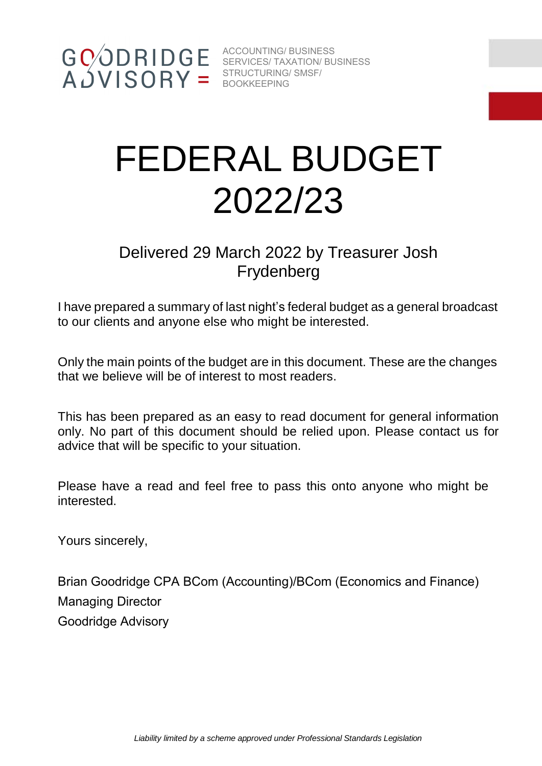GOODRIDGE ADVISORY

ACCOUNTING/ BUSINESS SERVICES/ TAXATION/ BUSINESS STRUCTURING/ SMSF/ BOOKKEEPING

# FEDERAL BUDGET 2022/23

## Delivered 29 March 2022 by Treasurer Josh Frydenberg

I have prepared a summary of last night's federal budget as a general broadcast to our clients and anyone else who might be interested.

Only the main points of the budget are in this document. These are the changes that we believe will be of interest to most readers.

This has been prepared as an easy to read document for general information only. No part of this document should be relied upon. Please contact us for advice that will be specific to your situation.

Please have a read and feel free to pass this onto anyone who might be interested.

Yours sincerely,

Brian Goodridge CPA BCom (Accounting)/BCom (Economics and Finance)
Managing Director
Goodridge Advisory

*Liability limited by a scheme approved under Professional Standards Legislation*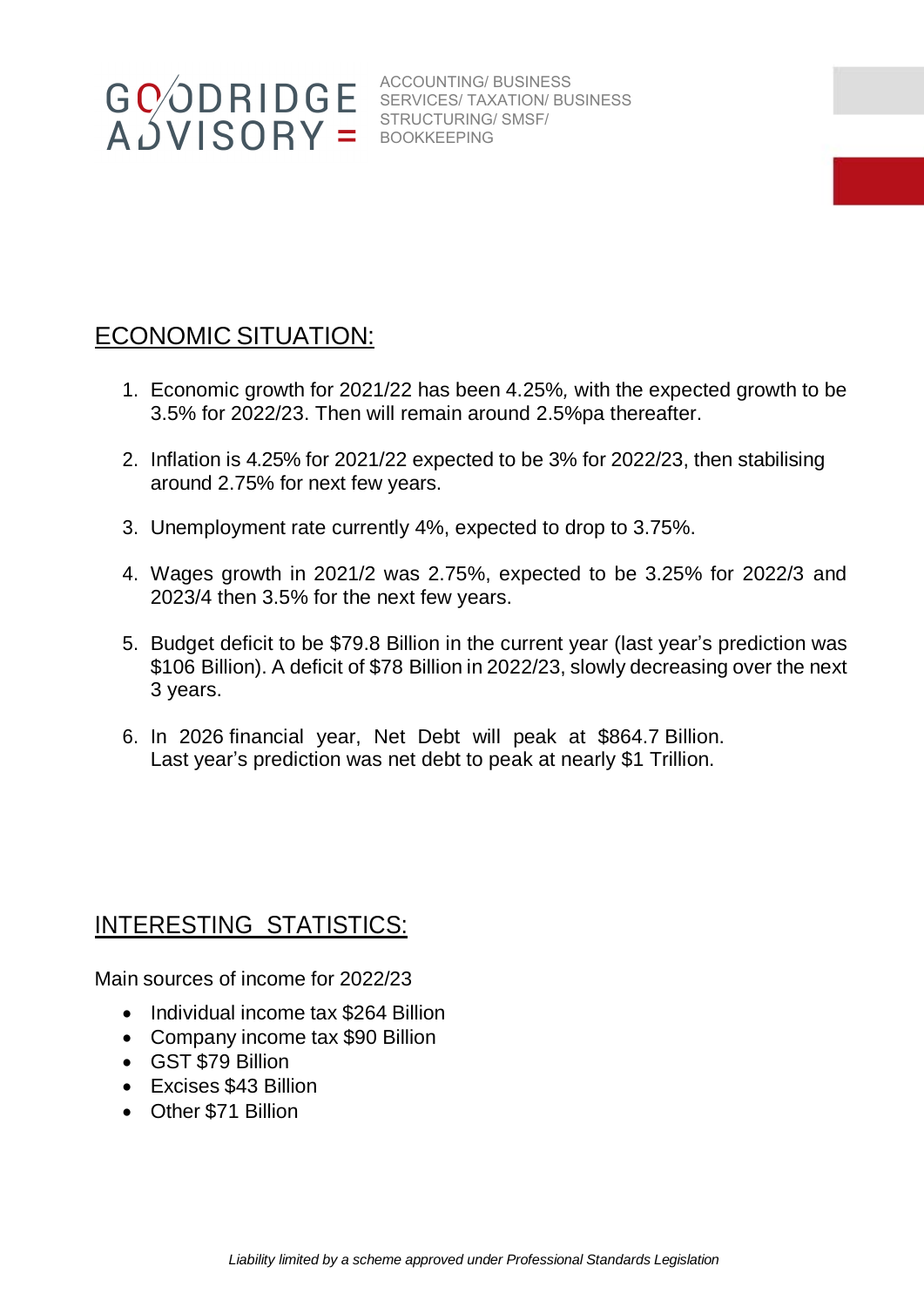## ECONOMIC SITUATION:

1. Economic growth for 2021/22 has been 4.25%, with the expected growth to be 3.5% for 2022/23. Then will remain around 2.5%pa thereafter.

2. Inflation is 4.25% for 2021/22 expected to be 3% for 2022/23, then stabilising around 2.75% for next few years.

3. Unemployment rate currently 4%, expected to drop to 3.75%.

4. Wages growth in 2021/2 was 2.75%, expected to be 3.25% for 2022/3 and 2023/4 then 3.5% for the next few years.

5. Budget deficit to be $79.8 Billion in the current year (last year's prediction was $106 Billion). A deficit of $78 Billion in 2022/23, slowly decreasing over the next 3 years.

6. In 2026 financial year, Net Debt will peak at $864.7 Billion. Last year's prediction was net debt to peak at nearly $1 Trillion.

## INTERESTING STATISTICS:

Main sources of income for 2022/23

- Individual income tax $264 Billion
- Company income tax $90 Billion
- GST $79 Billion
- Excises $43 Billion
- Other $71 Billion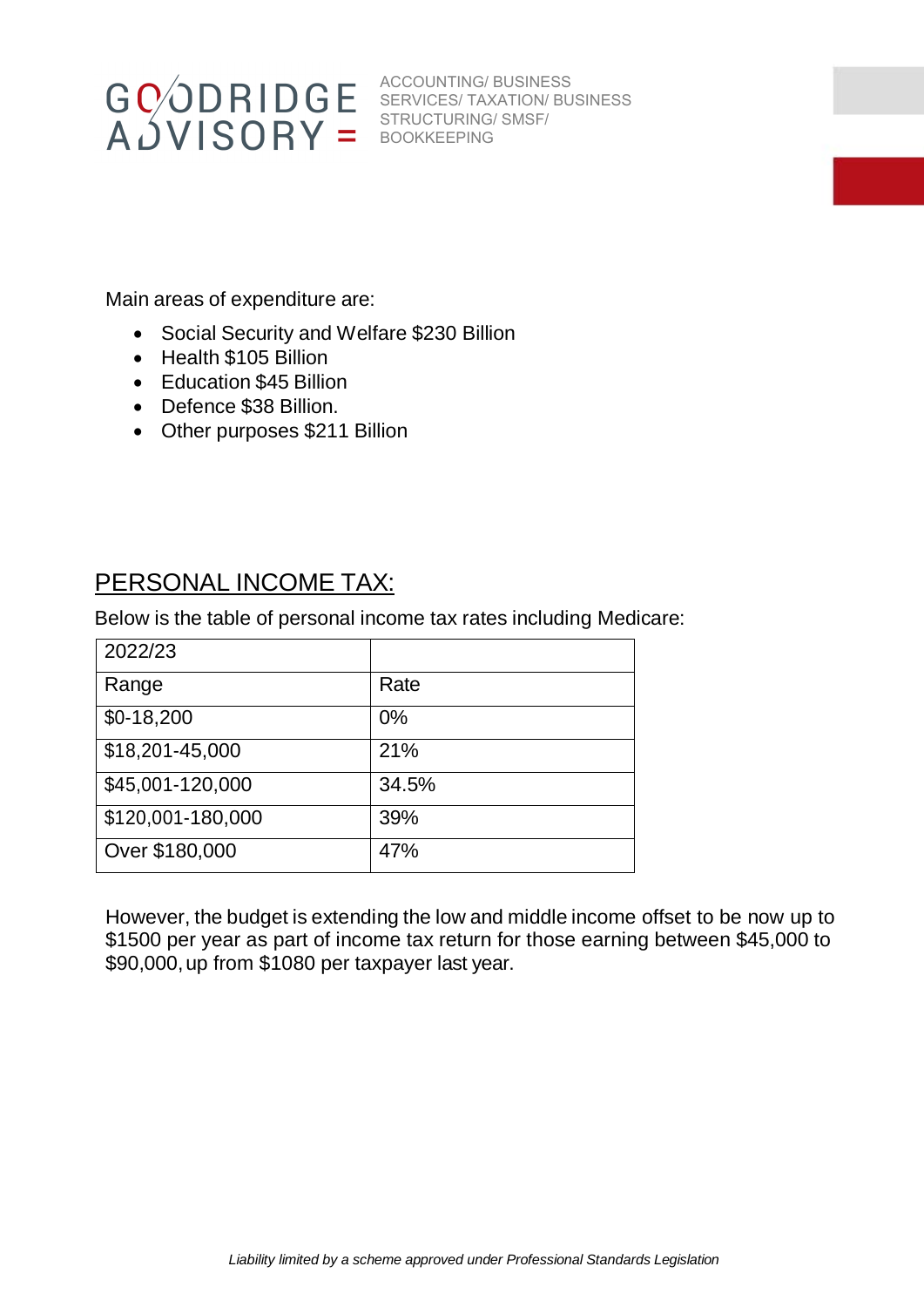Main areas of expenditure are:

- Social Security and Welfare $230 Billion
- Health $105 Billion
- Education $45 Billion
- Defence $38 Billion.
- Other purposes $211 Billion

## PERSONAL INCOME TAX:

Below is the table of personal income tax rates including Medicare:

| 2022/23 | |
|---|---|
| Range | Rate |
| $0-18,200 | 0% |
| $18,201-45,000 | 21% |
| $45,001-120,000 | 34.5% |
| $120,001-180,000 | 39% |
| Over $180,000 | 47% |

However, the budget is extending the low and middle income offset to be now up to $1500 per year as part of income tax return for those earning between $45,000 to $90,000, up from $1080 per taxpayer last year.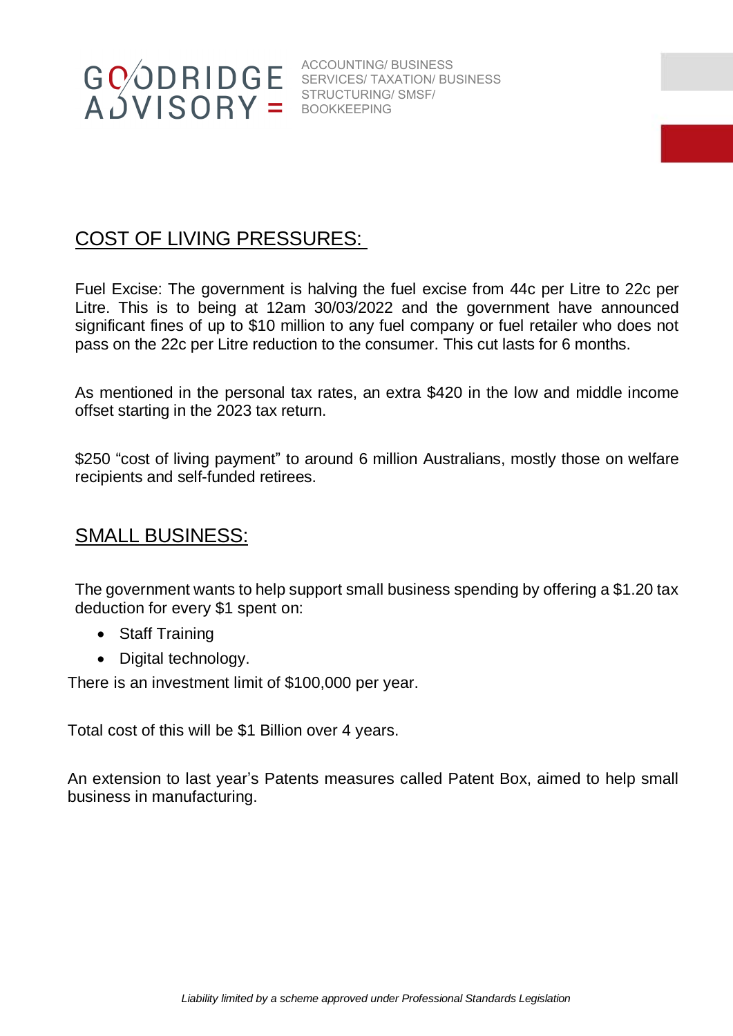## COST OF LIVING PRESSURES:

Fuel Excise: The government is halving the fuel excise from 44c per Litre to 22c per Litre. This is to being at 12am 30/03/2022 and the government have announced significant fines of up to $10 million to any fuel company or fuel retailer who does not pass on the 22c per Litre reduction to the consumer. This cut lasts for 6 months.

As mentioned in the personal tax rates, an extra $420 in the low and middle income offset starting in the 2023 tax return.

$250 "cost of living payment" to around 6 million Australians, mostly those on welfare recipients and self-funded retirees.

## SMALL BUSINESS:

The government wants to help support small business spending by offering a $1.20 tax deduction for every $1 spent on:

- Staff Training
- Digital technology.

There is an investment limit of $100,000 per year.

Total cost of this will be $1 Billion over 4 years.

An extension to last year's Patents measures called Patent Box, aimed to help small business in manufacturing.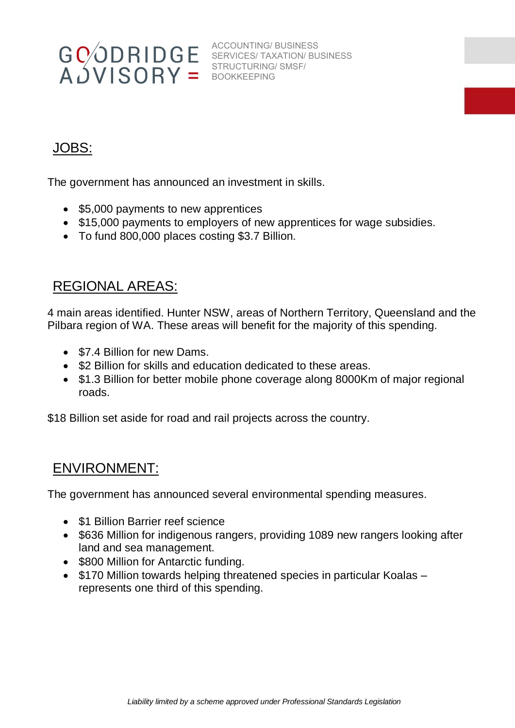## JOBS:

The government has announced an investment in skills.

- $5,000 payments to new apprentices
- $15,000 payments to employers of new apprentices for wage subsidies.
- To fund 800,000 places costing $3.7 Billion.

## REGIONAL AREAS:

4 main areas identified. Hunter NSW, areas of Northern Territory, Queensland and the Pilbara region of WA. These areas will benefit for the majority of this spending.

- $7.4 Billion for new Dams.
- $2 Billion for skills and education dedicated to these areas.
- $1.3 Billion for better mobile phone coverage along 8000Km of major regional roads.

$18 Billion set aside for road and rail projects across the country.

## ENVIRONMENT:

The government has announced several environmental spending measures.

- $1 Billion Barrier reef science
- $636 Million for indigenous rangers, providing 1089 new rangers looking after land and sea management.
- $800 Million for Antarctic funding.
- $170 Million towards helping threatened species in particular Koalas – represents one third of this spending.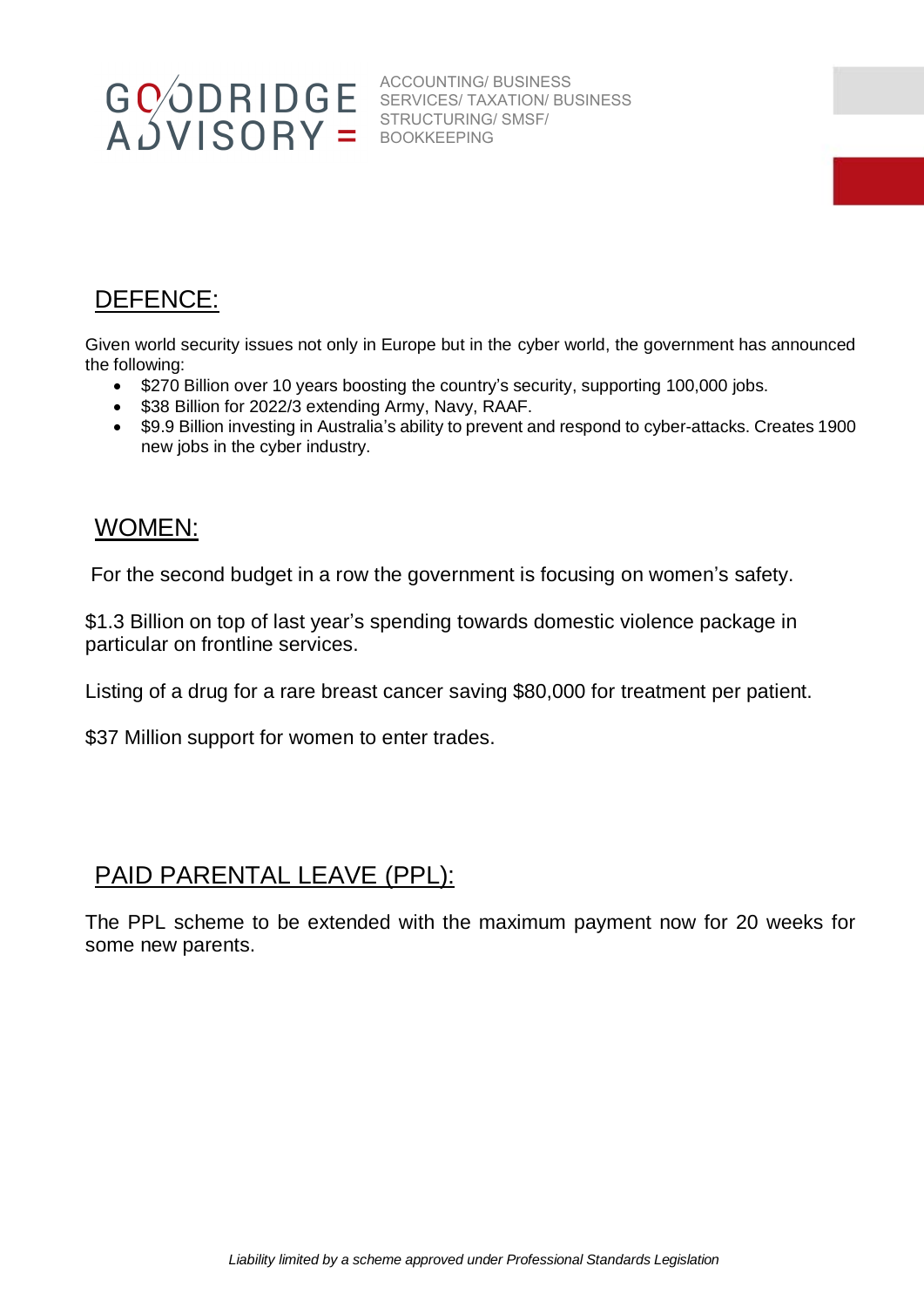## DEFENCE:

Given world security issues not only in Europe but in the cyber world, the government has announced the following:

- $270 Billion over 10 years boosting the country's security, supporting 100,000 jobs.
- $38 Billion for 2022/3 extending Army, Navy, RAAF.
- $9.9 Billion investing in Australia's ability to prevent and respond to cyber-attacks. Creates 1900 new jobs in the cyber industry.

## WOMEN:

For the second budget in a row the government is focusing on women's safety.

$1.3 Billion on top of last year's spending towards domestic violence package in particular on frontline services.

Listing of a drug for a rare breast cancer saving $80,000 for treatment per patient.

$37 Million support for women to enter trades.

## PAID PARENTAL LEAVE (PPL):

The PPL scheme to be extended with the maximum payment now for 20 weeks for some new parents.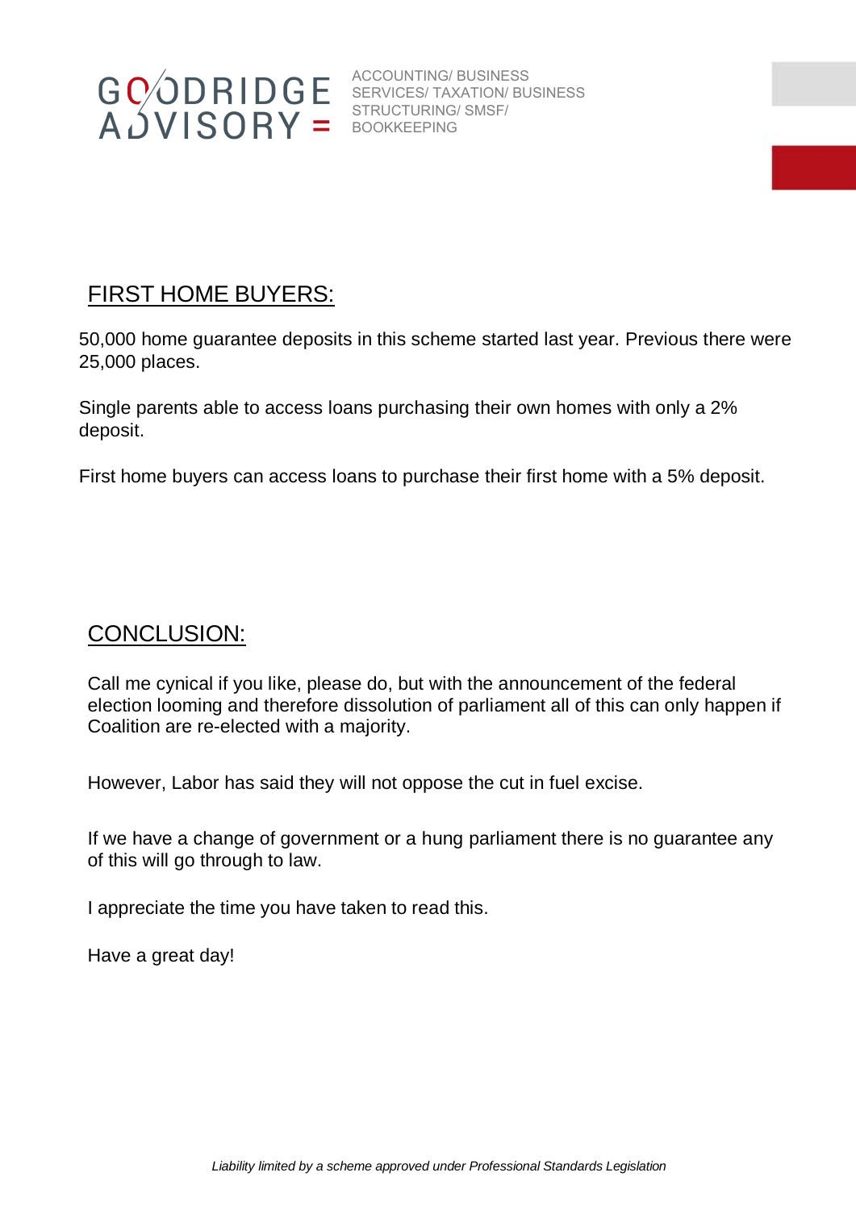## FIRST HOME BUYERS:

50,000 home guarantee deposits in this scheme started last year. Previous there were 25,000 places.

Single parents able to access loans purchasing their own homes with only a 2% deposit.

First home buyers can access loans to purchase their first home with a 5% deposit.

## CONCLUSION:

Call me cynical if you like, please do, but with the announcement of the federal election looming and therefore dissolution of parliament all of this can only happen if Coalition are re-elected with a majority.

However, Labor has said they will not oppose the cut in fuel excise.

If we have a change of government or a hung parliament there is no guarantee any of this will go through to law.

I appreciate the time you have taken to read this.

Have a great day!